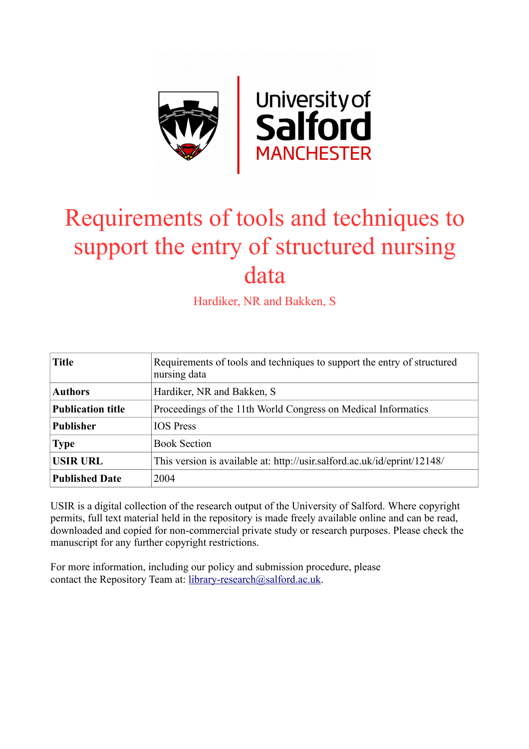# Requirements of tools and techniques to support the entry of structured nursing data

Hardiker, NR and Bakken, S

| **Title** | Requirements of tools and techniques to support the entry of structured nursing data |
|---|---|
| **Authors** | Hardiker, NR and Bakken, S |
| **Publication title** | Proceedings of the 11th World Congress on Medical Informatics |
| **Publisher** | IOS Press |
| **Type** | Book Section |
| **USIR URL** | This version is available at: http://usir.salford.ac.uk/id/eprint/12148/ |
| **Published Date** | 2004 |

USIR is a digital collection of the research output of the University of Salford. Where copyright permits, full text material held in the repository is made freely available online and can be read, downloaded and copied for non-commercial private study or research purposes. Please check the manuscript for any further copyright restrictions.

For more information, including our policy and submission procedure, please contact the Repository Team at: library-research@salford.ac.uk.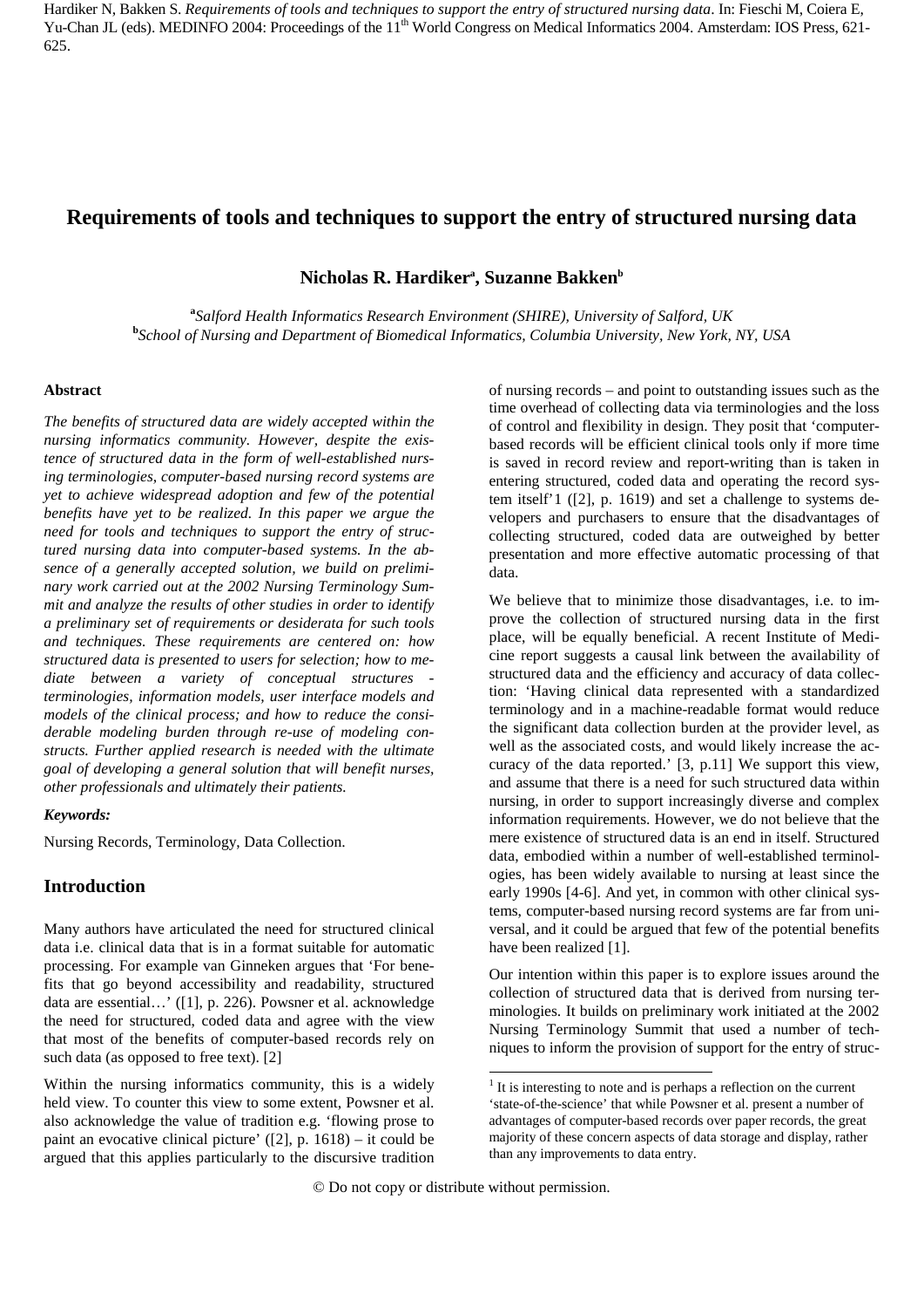Hardiker N, Bakken S. *Requirements of tools and techniques to support the entry of structured nursing data*. In: Fieschi M, Coiera E, Yu-Chan JL (eds). MEDINFO 2004: Proceedings of the 11th World Congress on Medical Informatics 2004. Amsterdam: IOS Press, 621-625.

# Requirements of tools and techniques to support the entry of structured nursing data

**Nicholas R. Hardiker[a], Suzanne Bakken[b]**

[a] *Salford Health Informatics Research Environment (SHIRE), University of Salford, UK*
[b] *School of Nursing and Department of Biomedical Informatics, Columbia University, New York, NY, USA*

#### Abstract

*The benefits of structured data are widely accepted within the nursing informatics community. However, despite the existence of structured data in the form of well-established nursing terminologies, computer-based nursing record systems are yet to achieve widespread adoption and few of the potential benefits have yet to be realized. In this paper we argue the need for tools and techniques to support the entry of structured nursing data into computer-based systems. In the absence of a generally accepted solution, we build on preliminary work carried out at the 2002 Nursing Terminology Summit and analyze the results of other studies in order to identify a preliminary set of requirements or desiderata for such tools and techniques. These requirements are centered on: how structured data is presented to users for selection; how to mediate between a variety of conceptual structures - terminologies, information models, user interface models and models of the clinical process; and how to reduce the considerable modeling burden through re-use of modeling constructs. Further applied research is needed with the ultimate goal of developing a general solution that will benefit nurses, other professionals and ultimately their patients.*

***Keywords:***

Nursing Records, Terminology, Data Collection.

## Introduction

Many authors have articulated the need for structured clinical data i.e. clinical data that is in a format suitable for automatic processing. For example van Ginneken argues that 'For benefits that go beyond accessibility and readability, structured data are essential…' ([1], p. 226). Powsner et al. acknowledge the need for structured, coded data and agree with the view that most of the benefits of computer-based records rely on such data (as opposed to free text). [2]

Within the nursing informatics community, this is a widely held view. To counter this view to some extent, Powsner et al. also acknowledge the value of tradition e.g. 'flowing prose to paint an evocative clinical picture' ([2], p. 1618) – it could be argued that this applies particularly to the discursive tradition of nursing records – and point to outstanding issues such as the time overhead of collecting data via terminologies and the loss of control and flexibility in design. They posit that 'computer-based records will be efficient clinical tools only if more time is saved in record review and report-writing than is taken in entering structured, coded data and operating the record system itself'[1] ([2], p. 1619) and set a challenge to systems developers and purchasers to ensure that the disadvantages of collecting structured, coded data are outweighed by better presentation and more effective automatic processing of that data.

We believe that to minimize those disadvantages, i.e. to improve the collection of structured nursing data in the first place, will be equally beneficial. A recent Institute of Medicine report suggests a causal link between the availability of structured data and the efficiency and accuracy of data collection: 'Having clinical data represented with a standardized terminology and in a machine-readable format would reduce the significant data collection burden at the provider level, as well as the associated costs, and would likely increase the accuracy of the data reported.' [3, p.11] We support this view, and assume that there is a need for such structured data within nursing, in order to support increasingly diverse and complex information requirements. However, we do not believe that the mere existence of structured data is an end in itself. Structured data, embodied within a number of well-established terminologies, has been widely available to nursing at least since the early 1990s [4-6]. And yet, in common with other clinical systems, computer-based nursing record systems are far from universal, and it could be argued that few of the potential benefits have been realized [1].

Our intention within this paper is to explore issues around the collection of structured data that is derived from nursing terminologies. It builds on preliminary work initiated at the 2002 Nursing Terminology Summit that used a number of techniques to inform the provision of support for the entry of struc-

[1] It is interesting to note and is perhaps a reflection on the current 'state-of-the-science' that while Powsner et al. present a number of advantages of computer-based records over paper records, the great majority of these concern aspects of data storage and display, rather than any improvements to data entry.

© Do not copy or distribute without permission.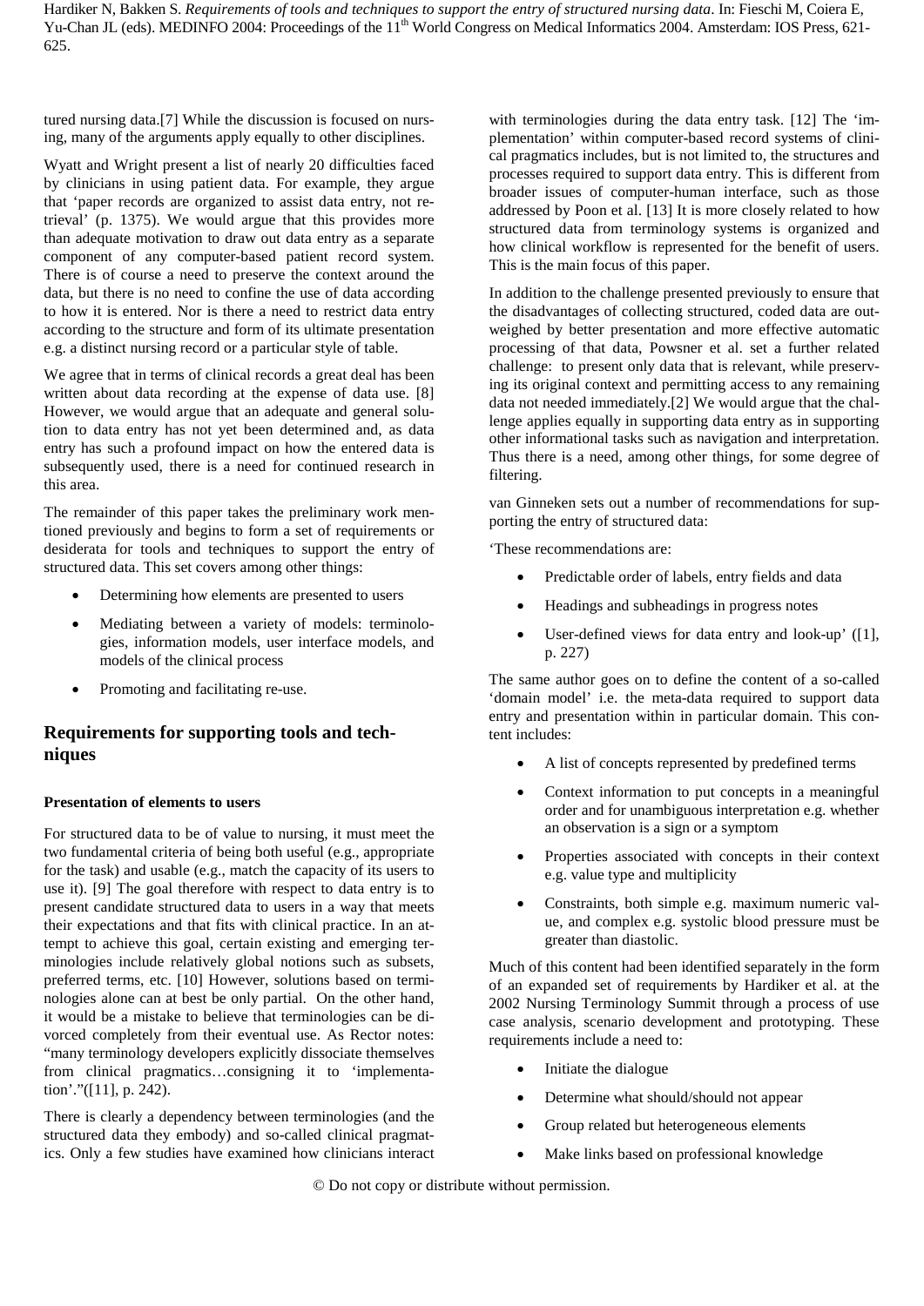tured nursing data.[7] While the discussion is focused on nursing, many of the arguments apply equally to other disciplines.

Wyatt and Wright present a list of nearly 20 difficulties faced by clinicians in using patient data. For example, they argue that 'paper records are organized to assist data entry, not retrieval' (p. 1375). We would argue that this provides more than adequate motivation to draw out data entry as a separate component of any computer-based patient record system. There is of course a need to preserve the context around the data, but there is no need to confine the use of data according to how it is entered. Nor is there a need to restrict data entry according to the structure and form of its ultimate presentation e.g. a distinct nursing record or a particular style of table.

We agree that in terms of clinical records a great deal has been written about data recording at the expense of data use. [8] However, we would argue that an adequate and general solution to data entry has not yet been determined and, as data entry has such a profound impact on how the entered data is subsequently used, there is a need for continued research in this area.

The remainder of this paper takes the preliminary work mentioned previously and begins to form a set of requirements or desiderata for tools and techniques to support the entry of structured data. This set covers among other things:

- Determining how elements are presented to users
- Mediating between a variety of models: terminologies, information models, user interface models, and models of the clinical process
- Promoting and facilitating re-use.

## Requirements for supporting tools and techniques

### Presentation of elements to users

For structured data to be of value to nursing, it must meet the two fundamental criteria of being both useful (e.g., appropriate for the task) and usable (e.g., match the capacity of its users to use it). [9] The goal therefore with respect to data entry is to present candidate structured data to users in a way that meets their expectations and that fits with clinical practice. In an attempt to achieve this goal, certain existing and emerging terminologies include relatively global notions such as subsets, preferred terms, etc. [10] However, solutions based on terminologies alone can at best be only partial. On the other hand, it would be a mistake to believe that terminologies can be divorced completely from their eventual use. As Rector notes: "many terminology developers explicitly dissociate themselves from clinical pragmatics…consigning it to 'implementation'."([11], p. 242).

There is clearly a dependency between terminologies (and the structured data they embody) and so-called clinical pragmatics. Only a few studies have examined how clinicians interact with terminologies during the data entry task. [12] The 'implementation' within computer-based record systems of clinical pragmatics includes, but is not limited to, the structures and processes required to support data entry. This is different from broader issues of computer-human interface, such as those addressed by Poon et al. [13] It is more closely related to how structured data from terminology systems is organized and how clinical workflow is represented for the benefit of users. This is the main focus of this paper.

In addition to the challenge presented previously to ensure that the disadvantages of collecting structured, coded data are outweighed by better presentation and more effective automatic processing of that data, Powsner et al. set a further related challenge: to present only data that is relevant, while preserving its original context and permitting access to any remaining data not needed immediately.[2] We would argue that the challenge applies equally in supporting data entry as in supporting other informational tasks such as navigation and interpretation. Thus there is a need, among other things, for some degree of filtering.

van Ginneken sets out a number of recommendations for supporting the entry of structured data:

'These recommendations are:

- Predictable order of labels, entry fields and data
- Headings and subheadings in progress notes
- User-defined views for data entry and look-up' ([1], p. 227)

The same author goes on to define the content of a so-called 'domain model' i.e. the meta-data required to support data entry and presentation within in particular domain. This content includes:

- A list of concepts represented by predefined terms
- Context information to put concepts in a meaningful order and for unambiguous interpretation e.g. whether an observation is a sign or a symptom
- Properties associated with concepts in their context e.g. value type and multiplicity
- Constraints, both simple e.g. maximum numeric value, and complex e.g. systolic blood pressure must be greater than diastolic.

Much of this content had been identified separately in the form of an expanded set of requirements by Hardiker et al. at the 2002 Nursing Terminology Summit through a process of use case analysis, scenario development and prototyping. These requirements include a need to:

- Initiate the dialogue
- Determine what should/should not appear
- Group related but heterogeneous elements
- Make links based on professional knowledge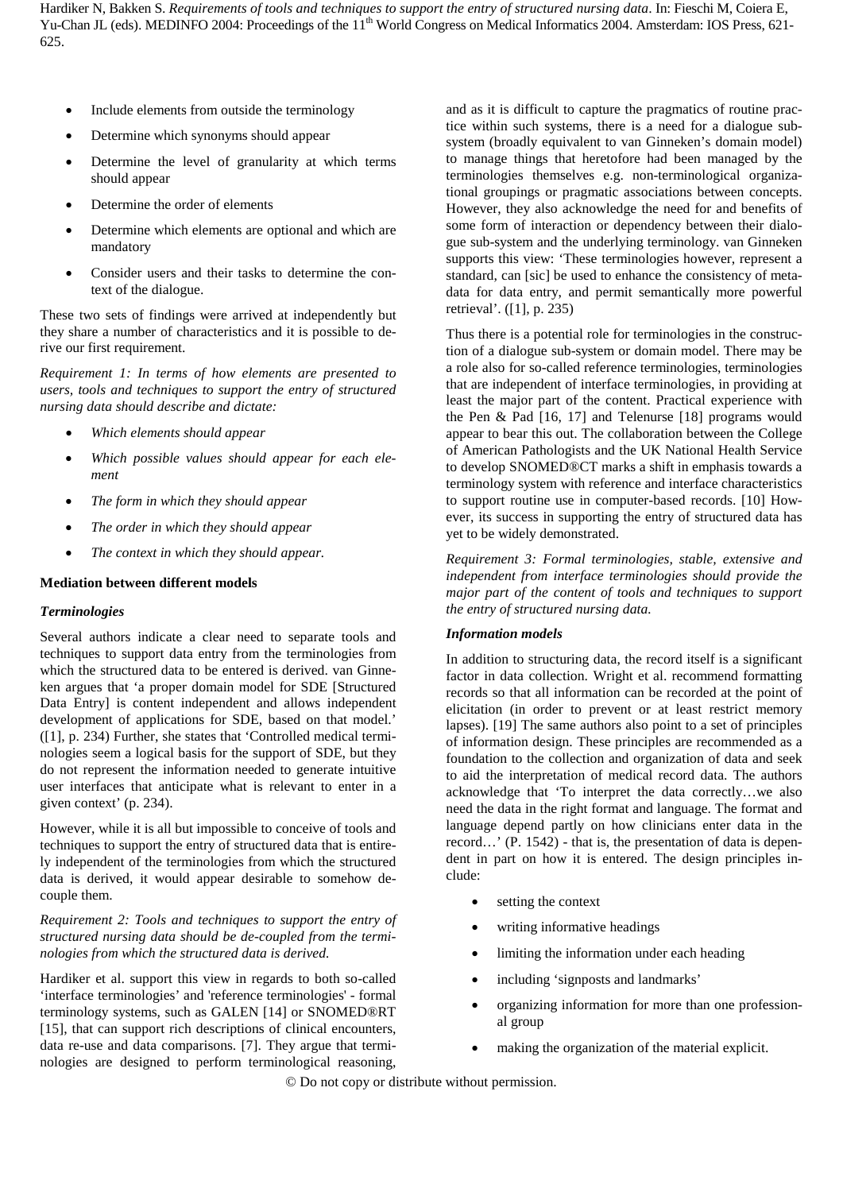- Include elements from outside the terminology
- Determine which synonyms should appear
- Determine the level of granularity at which terms should appear
- Determine the order of elements
- Determine which elements are optional and which are mandatory
- Consider users and their tasks to determine the context of the dialogue.

These two sets of findings were arrived at independently but they share a number of characteristics and it is possible to derive our first requirement.

*Requirement 1: In terms of how elements are presented to users, tools and techniques to support the entry of structured nursing data should describe and dictate:*

- *Which elements should appear*
- *Which possible values should appear for each element*
- *The form in which they should appear*
- *The order in which they should appear*
- *The context in which they should appear.*

### Mediation between different models

#### *Terminologies*

Several authors indicate a clear need to separate tools and techniques to support data entry from the terminologies from which the structured data to be entered is derived. van Ginneken argues that 'a proper domain model for SDE [Structured Data Entry] is content independent and allows independent development of applications for SDE, based on that model.' ([1], p. 234) Further, she states that 'Controlled medical terminologies seem a logical basis for the support of SDE, but they do not represent the information needed to generate intuitive user interfaces that anticipate what is relevant to enter in a given context' (p. 234).

However, while it is all but impossible to conceive of tools and techniques to support the entry of structured data that is entirely independent of the terminologies from which the structured data is derived, it would appear desirable to somehow decouple them.

*Requirement 2: Tools and techniques to support the entry of structured nursing data should be de-coupled from the terminologies from which the structured data is derived.*

Hardiker et al. support this view in regards to both so-called 'interface terminologies' and 'reference terminologies' - formal terminology systems, such as GALEN [14] or SNOMED®RT [15], that can support rich descriptions of clinical encounters, data re-use and data comparisons. [7]. They argue that terminologies are designed to perform terminological reasoning, and as it is difficult to capture the pragmatics of routine practice within such systems, there is a need for a dialogue subsystem (broadly equivalent to van Ginneken's domain model) to manage things that heretofore had been managed by the terminologies themselves e.g. non-terminological organizational groupings or pragmatic associations between concepts. However, they also acknowledge the need for and benefits of some form of interaction or dependency between their dialogue sub-system and the underlying terminology. van Ginneken supports this view: 'These terminologies however, represent a standard, can [sic] be used to enhance the consistency of metadata for data entry, and permit semantically more powerful retrieval'. ([1], p. 235)

Thus there is a potential role for terminologies in the construction of a dialogue sub-system or domain model. There may be a role also for so-called reference terminologies, terminologies that are independent of interface terminologies, in providing at least the major part of the content. Practical experience with the Pen & Pad [16, 17] and Telenurse [18] programs would appear to bear this out. The collaboration between the College of American Pathologists and the UK National Health Service to develop SNOMED®CT marks a shift in emphasis towards a terminology system with reference and interface characteristics to support routine use in computer-based records. [10] However, its success in supporting the entry of structured data has yet to be widely demonstrated.

*Requirement 3: Formal terminologies, stable, extensive and independent from interface terminologies should provide the major part of the content of tools and techniques to support the entry of structured nursing data.*

#### *Information models*

In addition to structuring data, the record itself is a significant factor in data collection. Wright et al. recommend formatting records so that all information can be recorded at the point of elicitation (in order to prevent or at least restrict memory lapses). [19] The same authors also point to a set of principles of information design. These principles are recommended as a foundation to the collection and organization of data and seek to aid the interpretation of medical record data. The authors acknowledge that 'To interpret the data correctly…we also need the data in the right format and language. The format and language depend partly on how clinicians enter data in the record…' (P. 1542) - that is, the presentation of data is dependent in part on how it is entered. The design principles include:

- setting the context
- writing informative headings
- limiting the information under each heading
- including 'signposts and landmarks'
- organizing information for more than one professional group
- making the organization of the material explicit.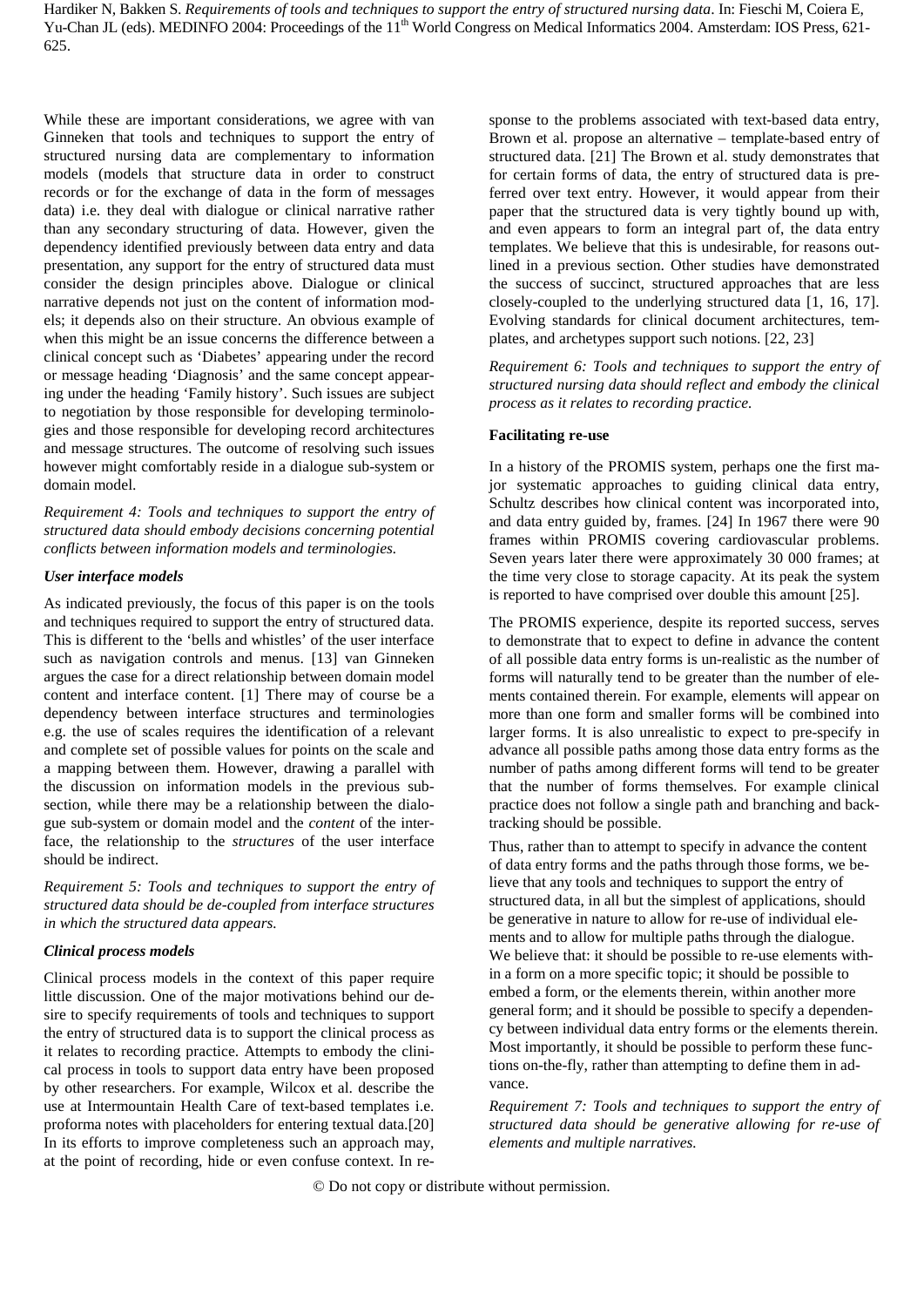While these are important considerations, we agree with van Ginneken that tools and techniques to support the entry of structured nursing data are complementary to information models (models that structure data in order to construct records or for the exchange of data in the form of messages data) i.e. they deal with dialogue or clinical narrative rather than any secondary structuring of data. However, given the dependency identified previously between data entry and data presentation, any support for the entry of structured data must consider the design principles above. Dialogue or clinical narrative depends not just on the content of information models; it depends also on their structure. An obvious example of when this might be an issue concerns the difference between a clinical concept such as 'Diabetes' appearing under the record or message heading 'Diagnosis' and the same concept appearing under the heading 'Family history'. Such issues are subject to negotiation by those responsible for developing terminologies and those responsible for developing record architectures and message structures. The outcome of resolving such issues however might comfortably reside in a dialogue sub-system or domain model.

*Requirement 4: Tools and techniques to support the entry of structured data should embody decisions concerning potential conflicts between information models and terminologies.*

### *User interface models*

As indicated previously, the focus of this paper is on the tools and techniques required to support the entry of structured data. This is different to the 'bells and whistles' of the user interface such as navigation controls and menus. [13] van Ginneken argues the case for a direct relationship between domain model content and interface content. [1] There may of course be a dependency between interface structures and terminologies e.g. the use of scales requires the identification of a relevant and complete set of possible values for points on the scale and a mapping between them. However, drawing a parallel with the discussion on information models in the previous subsection, while there may be a relationship between the dialogue sub-system or domain model and the *content* of the interface, the relationship to the *structures* of the user interface should be indirect.

*Requirement 5: Tools and techniques to support the entry of structured data should be de-coupled from interface structures in which the structured data appears.*

### *Clinical process models*

Clinical process models in the context of this paper require little discussion. One of the major motivations behind our desire to specify requirements of tools and techniques to support the entry of structured data is to support the clinical process as it relates to recording practice. Attempts to embody the clinical process in tools to support data entry have been proposed by other researchers. For example, Wilcox et al. describe the use at Intermountain Health Care of text-based templates i.e. proforma notes with placeholders for entering textual data.[20] In its efforts to improve completeness such an approach may, at the point of recording, hide or even confuse context. In response to the problems associated with text-based data entry, Brown et al. propose an alternative – template-based entry of structured data. [21] The Brown et al. study demonstrates that for certain forms of data, the entry of structured data is preferred over text entry. However, it would appear from their paper that the structured data is very tightly bound up with, and even appears to form an integral part of, the data entry templates. We believe that this is undesirable, for reasons outlined in a previous section. Other studies have demonstrated the success of succinct, structured approaches that are less closely-coupled to the underlying structured data [1, 16, 17]. Evolving standards for clinical document architectures, templates, and archetypes support such notions. [22, 23]

*Requirement 6: Tools and techniques to support the entry of structured nursing data should reflect and embody the clinical process as it relates to recording practice.*

### **Facilitating re-use**

In a history of the PROMIS system, perhaps one the first major systematic approaches to guiding clinical data entry, Schultz describes how clinical content was incorporated into, and data entry guided by, frames. [24] In 1967 there were 90 frames within PROMIS covering cardiovascular problems. Seven years later there were approximately 30 000 frames; at the time very close to storage capacity. At its peak the system is reported to have comprised over double this amount [25].

The PROMIS experience, despite its reported success, serves to demonstrate that to expect to define in advance the content of all possible data entry forms is un-realistic as the number of forms will naturally tend to be greater than the number of elements contained therein. For example, elements will appear on more than one form and smaller forms will be combined into larger forms. It is also unrealistic to expect to pre-specify in advance all possible paths among those data entry forms as the number of paths among different forms will tend to be greater that the number of forms themselves. For example clinical practice does not follow a single path and branching and backtracking should be possible.

Thus, rather than to attempt to specify in advance the content of data entry forms and the paths through those forms, we believe that any tools and techniques to support the entry of structured data, in all but the simplest of applications, should be generative in nature to allow for re-use of individual elements and to allow for multiple paths through the dialogue. We believe that: it should be possible to re-use elements within a form on a more specific topic; it should be possible to embed a form, or the elements therein, within another more general form; and it should be possible to specify a dependency between individual data entry forms or the elements therein. Most importantly, it should be possible to perform these functions on-the-fly, rather than attempting to define them in advance.

*Requirement 7: Tools and techniques to support the entry of structured data should be generative allowing for re-use of elements and multiple narratives.*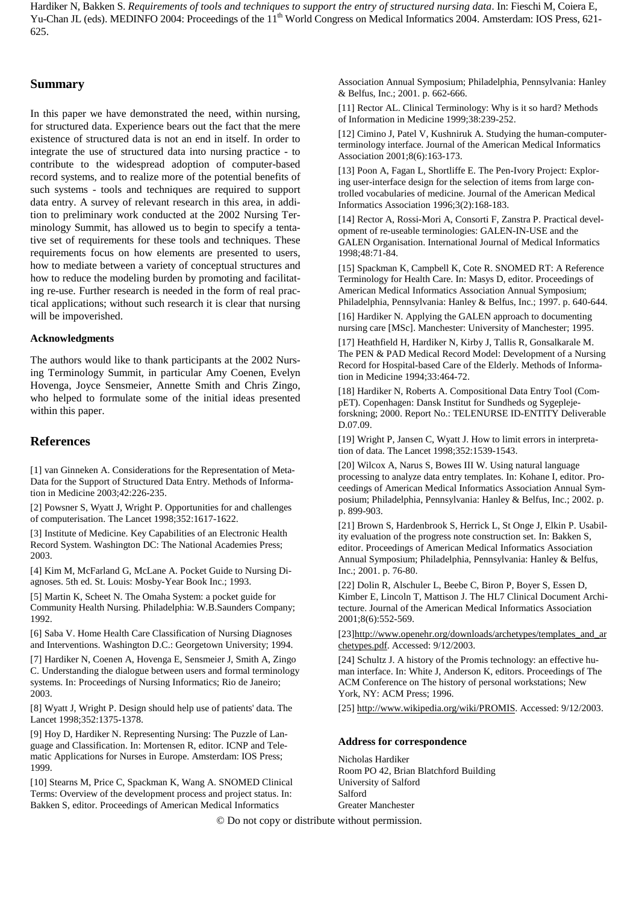Hardiker N, Bakken S. *Requirements of tools and techniques to support the entry of structured nursing data*. In: Fieschi M, Coiera E, Yu-Chan JL (eds). MEDINFO 2004: Proceedings of the 11th World Congress on Medical Informatics 2004. Amsterdam: IOS Press, 621-625.

## Summary

In this paper we have demonstrated the need, within nursing, for structured data. Experience bears out the fact that the mere existence of structured data is not an end in itself. In order to integrate the use of structured data into nursing practice - to contribute to the widespread adoption of computer-based record systems, and to realize more of the potential benefits of such systems - tools and techniques are required to support data entry. A survey of relevant research in this area, in addition to preliminary work conducted at the 2002 Nursing Terminology Summit, has allowed us to begin to specify a tentative set of requirements for these tools and techniques. These requirements focus on how elements are presented to users, how to mediate between a variety of conceptual structures and how to reduce the modeling burden by promoting and facilitating re-use. Further research is needed in the form of real practical applications; without such research it is clear that nursing will be impoverished.

### Acknowledgments

The authors would like to thank participants at the 2002 Nursing Terminology Summit, in particular Amy Coenen, Evelyn Hovenga, Joyce Sensmeier, Annette Smith and Chris Zingo, who helped to formulate some of the initial ideas presented within this paper.

## References

[1] van Ginneken A. Considerations for the Representation of Meta-Data for the Support of Structured Data Entry. Methods of Information in Medicine 2003;42:226-235.

[2] Powsner S, Wyatt J, Wright P. Opportunities for and challenges of computerisation. The Lancet 1998;352:1617-1622.

[3] Institute of Medicine. Key Capabilities of an Electronic Health Record System. Washington DC: The National Academies Press; 2003.

[4] Kim M, McFarland G, McLane A. Pocket Guide to Nursing Diagnoses. 5th ed. St. Louis: Mosby-Year Book Inc.; 1993.

[5] Martin K, Scheet N. The Omaha System: a pocket guide for Community Health Nursing. Philadelphia: W.B.Saunders Company; 1992.

[6] Saba V. Home Health Care Classification of Nursing Diagnoses and Interventions. Washington D.C.: Georgetown University; 1994.

[7] Hardiker N, Coenen A, Hovenga E, Sensmeier J, Smith A, Zingo C. Understanding the dialogue between users and formal terminology systems. In: Proceedings of Nursing Informatics; Rio de Janeiro; 2003.

[8] Wyatt J, Wright P. Design should help use of patients' data. The Lancet 1998;352:1375-1378.

[9] Hoy D, Hardiker N. Representing Nursing: The Puzzle of Language and Classification. In: Mortensen R, editor. ICNP and Telematic Applications for Nurses in Europe. Amsterdam: IOS Press; 1999.

[10] Stearns M, Price C, Spackman K, Wang A. SNOMED Clinical Terms: Overview of the development process and project status. In: Bakken S, editor. Proceedings of American Medical Informatics Association Annual Symposium; Philadelphia, Pennsylvania: Hanley & Belfus, Inc.; 2001. p. 662-666.

[11] Rector AL. Clinical Terminology: Why is it so hard? Methods of Information in Medicine 1999;38:239-252.

[12] Cimino J, Patel V, Kushniruk A. Studying the human-computer-terminology interface. Journal of the American Medical Informatics Association 2001;8(6):163-173.

[13] Poon A, Fagan L, Shortliffe E. The Pen-Ivory Project: Exploring user-interface design for the selection of items from large controlled vocabularies of medicine. Journal of the American Medical Informatics Association 1996;3(2):168-183.

[14] Rector A, Rossi-Mori A, Consorti F, Zanstra P. Practical development of re-useable terminologies: GALEN-IN-USE and the GALEN Organisation. International Journal of Medical Informatics 1998;48:71-84.

[15] Spackman K, Campbell K, Cote R. SNOMED RT: A Reference Terminology for Health Care. In: Masys D, editor. Proceedings of American Medical Informatics Association Annual Symposium; Philadelphia, Pennsylvania: Hanley & Belfus, Inc.; 1997. p. 640-644.

[16] Hardiker N. Applying the GALEN approach to documenting nursing care [MSc]. Manchester: University of Manchester; 1995.

[17] Heathfield H, Hardiker N, Kirby J, Tallis R, Gonsalkarale M. The PEN & PAD Medical Record Model: Development of a Nursing Record for Hospital-based Care of the Elderly. Methods of Information in Medicine 1994;33:464-72.

[18] Hardiker N, Roberts A. Compositional Data Entry Tool (CompET). Copenhagen: Dansk Institut for Sundheds og Sygeplejeforskning; 2000. Report No.: TELENURSE ID-ENTITY Deliverable D.07.09.

[19] Wright P, Jansen C, Wyatt J. How to limit errors in interpretation of data. The Lancet 1998;352:1539-1543.

[20] Wilcox A, Narus S, Bowes III W. Using natural language processing to analyze data entry templates. In: Kohane I, editor. Proceedings of American Medical Informatics Association Annual Symposium; Philadelphia, Pennsylvania: Hanley & Belfus, Inc.; 2002. p. p. 899-903.

[21] Brown S, Hardenbrook S, Herrick L, St Onge J, Elkin P. Usability evaluation of the progress note construction set. In: Bakken S, editor. Proceedings of American Medical Informatics Association Annual Symposium; Philadelphia, Pennsylvania: Hanley & Belfus, Inc.; 2001. p. 76-80.

[22] Dolin R, Alschuler L, Beebe C, Biron P, Boyer S, Essen D, Kimber E, Lincoln T, Mattison J. The HL7 Clinical Document Architecture. Journal of the American Medical Informatics Association 2001;8(6):552-569.

[23]http://www.openehr.org/downloads/archetypes/templates_and_archetypes.pdf. Accessed: 9/12/2003.

[24] Schultz J. A history of the Promis technology: an effective human interface. In: White J, Anderson K, editors. Proceedings of The ACM Conference on The history of personal workstations; New York, NY: ACM Press; 1996.

[25] http://www.wikipedia.org/wiki/PROMIS. Accessed: 9/12/2003.

### Address for correspondence

Nicholas Hardiker
Room PO 42, Brian Blatchford Building
University of Salford
Salford
Greater Manchester

© Do not copy or distribute without permission.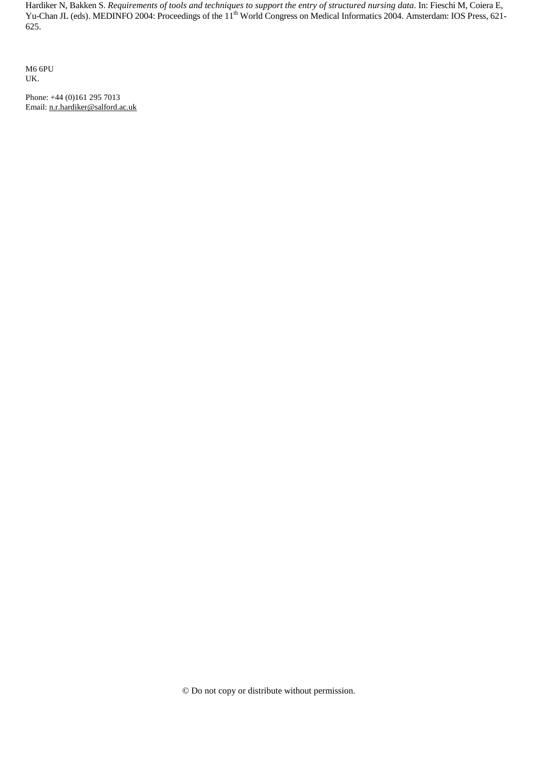M6 6PU
UK.

Phone: +44 (0)161 295 7013
Email: n.r.hardiker@salford.ac.uk